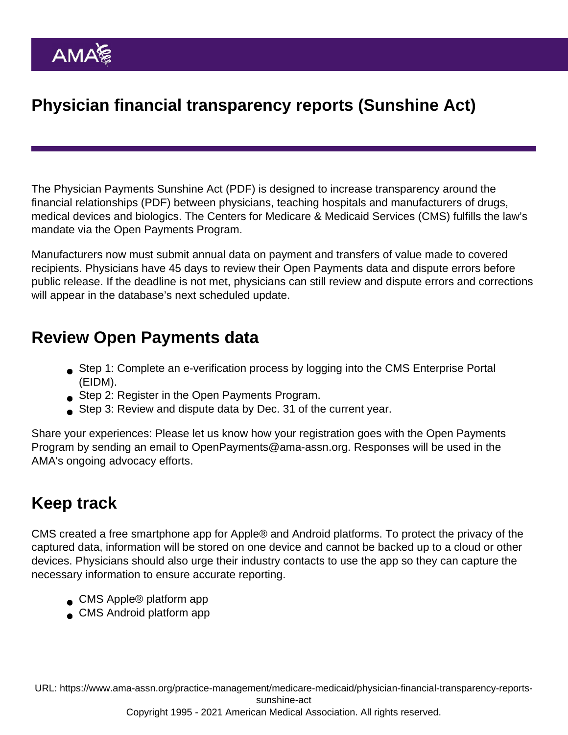# Physician financial transparency reports (Sunshine Act)

The Physician Payments Sunshine Act (PDF) is designed to increase transparency around the financial relationships (PDF) between physicians, teaching hospitals and manufacturers of drugs, medical devices and biologics. The Centers for Medicare & Medicaid Services (CMS) fulfills the law's mandate via the Open Payments Program.

Manufacturers now must submit annual data on payment and transfers of value made to covered recipients. Physicians have 45 days to review their Open Payments data and dispute errors before public release. If the deadline is not met, physicians can still review and dispute errors and corrections will appear in the database's next scheduled update.

## Review Open Payments data

- Step 1: Complete an e-verification process by logging into the CMS Enterprise Portal (EIDM).
- Step 2: Register in the Open Payments Program.
- Step 3: Review and dispute data by Dec. 31 of the current year.

Share your experiences: Please let us know how your registration goes with the Open Payments Program by sending an email to OpenPayments@ama-assn.org. Responses will be used in the AMA's ongoing advocacy efforts.

## Keep track

CMS created a free smartphone app for Apple® and Android platforms. To protect the privacy of the captured data, information will be stored on one device and cannot be backed up to a cloud or other devices. Physicians should also urge their industry contacts to use the app so they can capture the necessary information to ensure accurate reporting.

- CMS Apple® platform app
- CMS Android platform app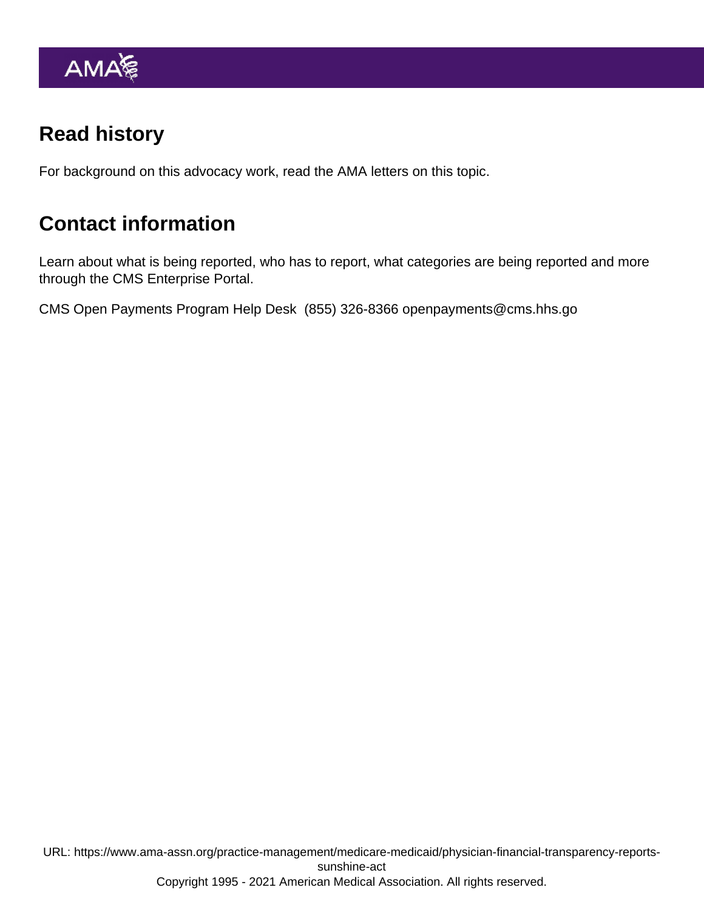## Read history

For background on this advocacy work, read the AMA letters on this topic.

## Contact information

Learn about what is being reported, who has to report, what categories are being reported and more through the CMS Enterprise Portal.

CMS Open Payments Program Help Desk  (855) 326-8366 openpayments@cms.hhs.go

URL: https://www.ama-assn.org/practice-management/medicare-medicaid/physician-financial-transparency-reports-sunshine-act

Copyright 1995 - 2021 American Medical Association. All rights reserved.